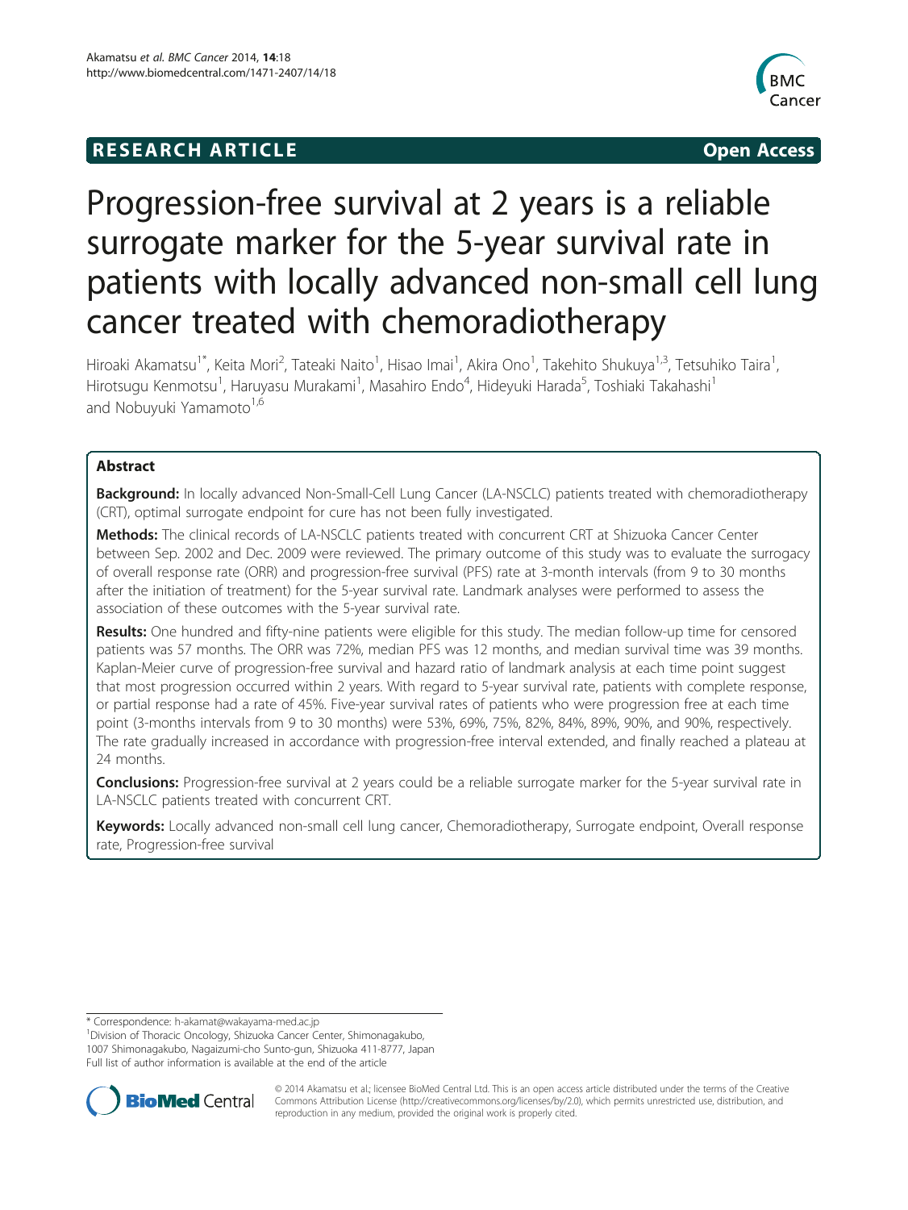RESEARCH ARTICLE

Open Access

# Progression-free survival at 2 years is a reliable surrogate marker for the 5-year survival rate in patients with locally advanced non-small cell lung cancer treated with chemoradiotherapy

Hiroaki Akamatsu[1*], Keita Mori[2], Tateaki Naito[1], Hisao Imai[1], Akira Ono[1], Takehito Shukuya[1,3], Tetsuhiko Taira[1], Hirotsugu Kenmotsu[1], Haruyasu Murakami[1], Masahiro Endo[4], Hideyuki Harada[5], Toshiaki Takahashi[1] and Nobuyuki Yamamoto[1,6]

## Abstract

**Background:** In locally advanced Non-Small-Cell Lung Cancer (LA-NSCLC) patients treated with chemoradiotherapy (CRT), optimal surrogate endpoint for cure has not been fully investigated.

**Methods:** The clinical records of LA-NSCLC patients treated with concurrent CRT at Shizuoka Cancer Center between Sep. 2002 and Dec. 2009 were reviewed. The primary outcome of this study was to evaluate the surrogacy of overall response rate (ORR) and progression-free survival (PFS) rate at 3-month intervals (from 9 to 30 months after the initiation of treatment) for the 5-year survival rate. Landmark analyses were performed to assess the association of these outcomes with the 5-year survival rate.

**Results:** One hundred and fifty-nine patients were eligible for this study. The median follow-up time for censored patients was 57 months. The ORR was 72%, median PFS was 12 months, and median survival time was 39 months. Kaplan-Meier curve of progression-free survival and hazard ratio of landmark analysis at each time point suggest that most progression occurred within 2 years. With regard to 5-year survival rate, patients with complete response, or partial response had a rate of 45%. Five-year survival rates of patients who were progression free at each time point (3-months intervals from 9 to 30 months) were 53%, 69%, 75%, 82%, 84%, 89%, 90%, and 90%, respectively. The rate gradually increased in accordance with progression-free interval extended, and finally reached a plateau at 24 months.

**Conclusions:** Progression-free survival at 2 years could be a reliable surrogate marker for the 5-year survival rate in LA-NSCLC patients treated with concurrent CRT.

**Keywords:** Locally advanced non-small cell lung cancer, Chemoradiotherapy, Surrogate endpoint, Overall response rate, Progression-free survival

\* Correspondence: h-akamat@wakayama-med.ac.jp
[1]Division of Thoracic Oncology, Shizuoka Cancer Center, Shimonagakubo, 1007 Shimonagakubo, Nagaizumi-cho Sunto-gun, Shizuoka 411-8777, Japan
Full list of author information is available at the end of the article

© 2014 Akamatsu et al.; licensee BioMed Central Ltd. This is an open access article distributed under the terms of the Creative Commons Attribution License (http://creativecommons.org/licenses/by/2.0), which permits unrestricted use, distribution, and reproduction in any medium, provided the original work is properly cited.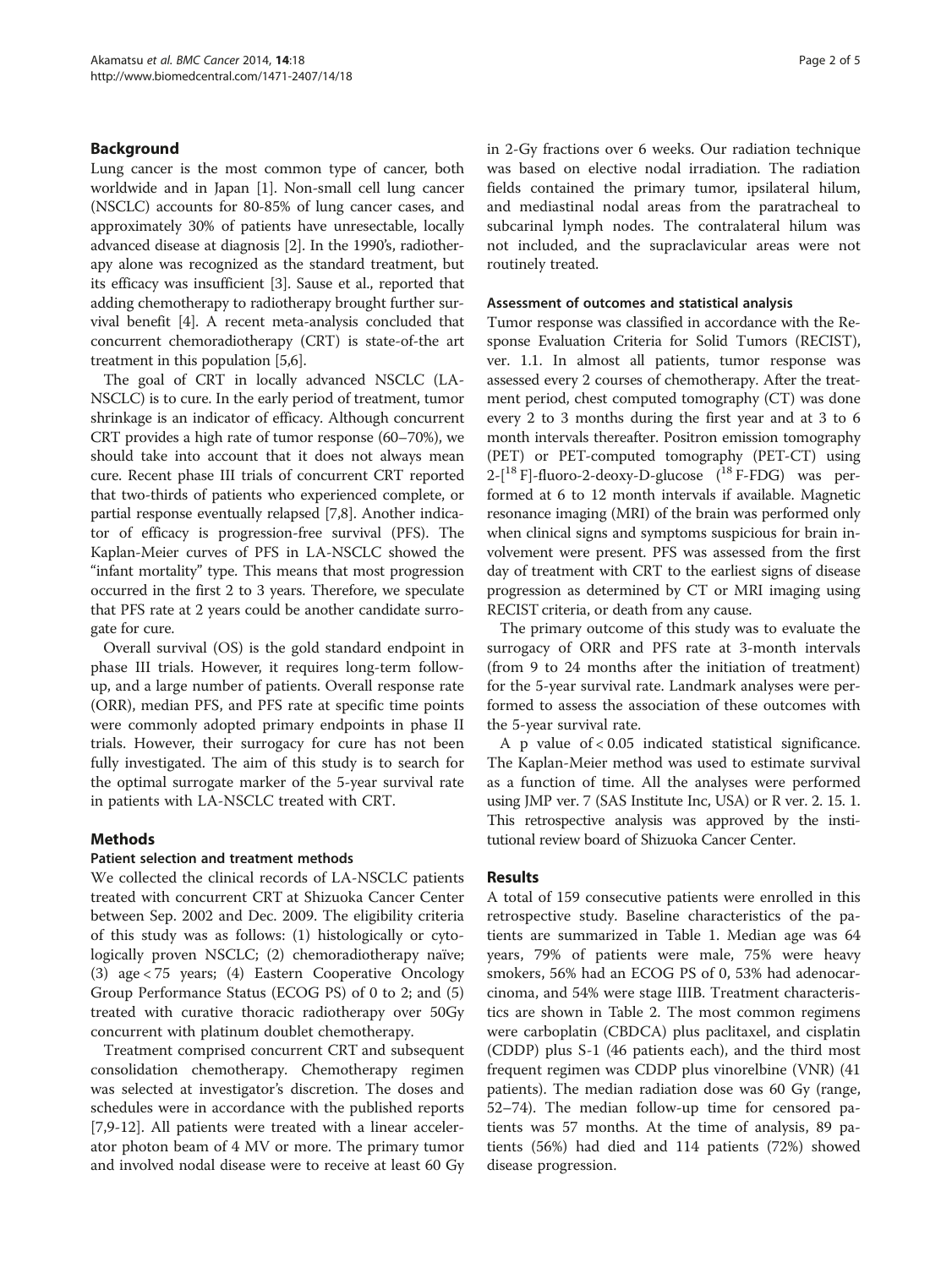## Background

Lung cancer is the most common type of cancer, both worldwide and in Japan [1]. Non-small cell lung cancer (NSCLC) accounts for 80-85% of lung cancer cases, and approximately 30% of patients have unresectable, locally advanced disease at diagnosis [2]. In the 1990's, radiotherapy alone was recognized as the standard treatment, but its efficacy was insufficient [3]. Sause et al., reported that adding chemotherapy to radiotherapy brought further survival benefit [4]. A recent meta-analysis concluded that concurrent chemoradiotherapy (CRT) is state-of-the art treatment in this population [5,6].

The goal of CRT in locally advanced NSCLC (LA-NSCLC) is to cure. In the early period of treatment, tumor shrinkage is an indicator of efficacy. Although concurrent CRT provides a high rate of tumor response (60–70%), we should take into account that it does not always mean cure. Recent phase III trials of concurrent CRT reported that two-thirds of patients who experienced complete, or partial response eventually relapsed [7,8]. Another indicator of efficacy is progression-free survival (PFS). The Kaplan-Meier curves of PFS in LA-NSCLC showed the "infant mortality" type. This means that most progression occurred in the first 2 to 3 years. Therefore, we speculate that PFS rate at 2 years could be another candidate surrogate for cure.

Overall survival (OS) is the gold standard endpoint in phase III trials. However, it requires long-term follow-up, and a large number of patients. Overall response rate (ORR), median PFS, and PFS rate at specific time points were commonly adopted primary endpoints in phase II trials. However, their surrogacy for cure has not been fully investigated. The aim of this study is to search for the optimal surrogate marker of the 5-year survival rate in patients with LA-NSCLC treated with CRT.

## Methods

### Patient selection and treatment methods

We collected the clinical records of LA-NSCLC patients treated with concurrent CRT at Shizuoka Cancer Center between Sep. 2002 and Dec. 2009. The eligibility criteria of this study was as follows: (1) histologically or cytologically proven NSCLC; (2) chemoradiotherapy naïve; (3) age < 75 years; (4) Eastern Cooperative Oncology Group Performance Status (ECOG PS) of 0 to 2; and (5) treated with curative thoracic radiotherapy over 50Gy concurrent with platinum doublet chemotherapy.

Treatment comprised concurrent CRT and subsequent consolidation chemotherapy. Chemotherapy regimen was selected at investigator's discretion. The doses and schedules were in accordance with the published reports [7,9-12]. All patients were treated with a linear accelerator photon beam of 4 MV or more. The primary tumor and involved nodal disease were to receive at least 60 Gy in 2-Gy fractions over 6 weeks. Our radiation technique was based on elective nodal irradiation. The radiation fields contained the primary tumor, ipsilateral hilum, and mediastinal nodal areas from the paratracheal to subcarinal lymph nodes. The contralateral hilum was not included, and the supraclavicular areas were not routinely treated.

### Assessment of outcomes and statistical analysis

Tumor response was classified in accordance with the Response Evaluation Criteria for Solid Tumors (RECIST), ver. 1.1. In almost all patients, tumor response was assessed every 2 courses of chemotherapy. After the treatment period, chest computed tomography (CT) was done every 2 to 3 months during the first year and at 3 to 6 month intervals thereafter. Positron emission tomography (PET) or PET-computed tomography (PET-CT) using 2-[$^{18}$F]-fluoro-2-deoxy-D-glucose ($^{18}$F-FDG) was performed at 6 to 12 month intervals if available. Magnetic resonance imaging (MRI) of the brain was performed only when clinical signs and symptoms suspicious for brain involvement were present. PFS was assessed from the first day of treatment with CRT to the earliest signs of disease progression as determined by CT or MRI imaging using RECIST criteria, or death from any cause.

The primary outcome of this study was to evaluate the surrogacy of ORR and PFS rate at 3-month intervals (from 9 to 24 months after the initiation of treatment) for the 5-year survival rate. Landmark analyses were performed to assess the association of these outcomes with the 5-year survival rate.

A p value of $< 0.05$ indicated statistical significance. The Kaplan-Meier method was used to estimate survival as a function of time. All the analyses were performed using JMP ver. 7 (SAS Institute Inc, USA) or R ver. 2. 15. 1. This retrospective analysis was approved by the institutional review board of Shizuoka Cancer Center.

## Results

A total of 159 consecutive patients were enrolled in this retrospective study. Baseline characteristics of the patients are summarized in Table 1. Median age was 64 years, 79% of patients were male, 75% were heavy smokers, 56% had an ECOG PS of 0, 53% had adenocarcinoma, and 54% were stage IIIB. Treatment characteristics are shown in Table 2. The most common regimens were carboplatin (CBDCA) plus paclitaxel, and cisplatin (CDDP) plus S-1 (46 patients each), and the third most frequent regimen was CDDP plus vinorelbine (VNR) (41 patients). The median radiation dose was 60 Gy (range, 52–74). The median follow-up time for censored patients was 57 months. At the time of analysis, 89 patients (56%) had died and 114 patients (72%) showed disease progression.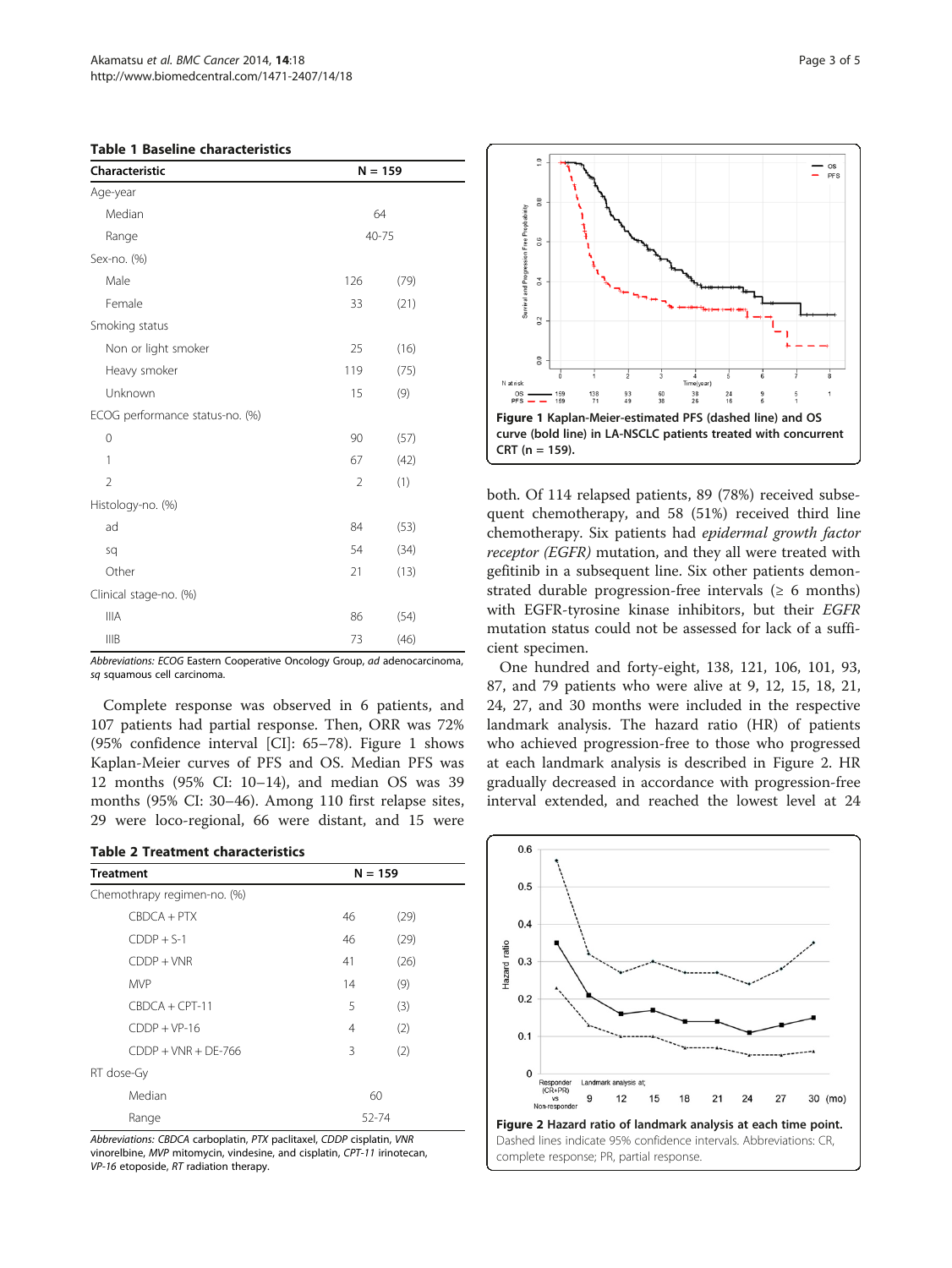**Table 1 Baseline characteristics**

| Characteristic | N = 159 | |
|---|---|---|
| Age-year | | |
| Median | 64 | |
| Range | 40-75 | |
| Sex-no. (%) | | |
| Male | 126 | (79) |
| Female | 33 | (21) |
| Smoking status | | |
| Non or light smoker | 25 | (16) |
| Heavy smoker | 119 | (75) |
| Unknown | 15 | (9) |
| ECOG performance status-no. (%) | | |
| 0 | 90 | (57) |
| 1 | 67 | (42) |
| 2 | 2 | (1) |
| Histology-no. (%) | | |
| ad | 84 | (53) |
| sq | 54 | (34) |
| Other | 21 | (13) |
| Clinical stage-no. (%) | | |
| IIIA | 86 | (54) |
| IIIB | 73 | (46) |

*Abbreviations: ECOG* Eastern Cooperative Oncology Group, *ad* adenocarcinoma, *sq* squamous cell carcinoma.

Complete response was observed in 6 patients, and 107 patients had partial response. Then, ORR was 72% (95% confidence interval [CI]: 65–78). Figure 1 shows Kaplan-Meier curves of PFS and OS. Median PFS was 12 months (95% CI: 10–14), and median OS was 39 months (95% CI: 30–46). Among 110 first relapse sites, 29 were loco-regional, 66 were distant, and 15 were both. Of 114 relapsed patients, 89 (78%) received subsequent chemotherapy, and 58 (51%) received third line chemotherapy. Six patients had *epidermal growth factor receptor (EGFR)* mutation, and they all were treated with gefitinib in a subsequent line. Six other patients demonstrated durable progression-free intervals (≥ 6 months) with EGFR-tyrosine kinase inhibitors, but their *EGFR* mutation status could not be assessed for lack of a sufficient specimen.

**Table 2 Treatment characteristics**

| Treatment | N = 159 | |
|---|---|---|
| Chemothrapy regimen-no. (%) | | |
| CBDCA + PTX | 46 | (29) |
| CDDP + S-1 | 46 | (29) |
| CDDP + VNR | 41 | (26) |
| MVP | 14 | (9) |
| CBDCA + CPT-11 | 5 | (3) |
| CDDP + VP-16 | 4 | (2) |
| CDDP + VNR + DE-766 | 3 | (2) |
| RT dose-Gy | | |
| Median | 60 | |
| Range | 52-74 | |

*Abbreviations: CBDCA* carboplatin, *PTX* paclitaxel, *CDDP* cisplatin, *VNR* vinorelbine, *MVP* mitomycin, vindesine, and cisplatin, *CPT-11* irinotecan, *VP-16* etoposide, *RT* radiation therapy.

**Figure 1 Kaplan-Meier-estimated PFS (dashed line) and OS curve (bold line) in LA-NSCLC patients treated with concurrent CRT (n = 159).**

One hundred and forty-eight, 138, 121, 106, 101, 93, 87, and 79 patients who were alive at 9, 12, 15, 18, 21, 24, 27, and 30 months were included in the respective landmark analysis. The hazard ratio (HR) of patients who achieved progression-free to those who progressed at each landmark analysis is described in Figure 2. HR gradually decreased in accordance with progression-free interval extended, and reached the lowest level at 24

**Figure 2 Hazard ratio of landmark analysis at each time point.** Dashed lines indicate 95% confidence intervals. Abbreviations: CR, complete response; PR, partial response.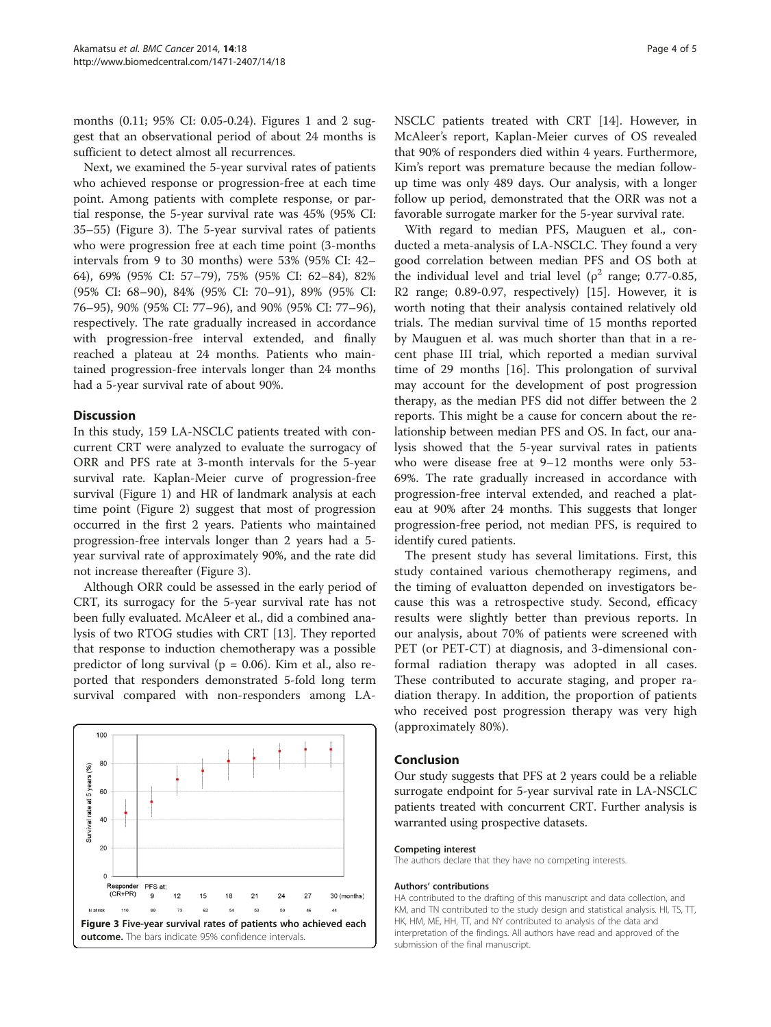months (0.11; 95% CI: 0.05-0.24). Figures 1 and 2 suggest that an observational period of about 24 months is sufficient to detect almost all recurrences.

Next, we examined the 5-year survival rates of patients who achieved response or progression-free at each time point. Among patients with complete response, or partial response, the 5-year survival rate was 45% (95% CI: 35–55) (Figure 3). The 5-year survival rates of patients who were progression free at each time point (3-months intervals from 9 to 30 months) were 53% (95% CI: 42–64), 69% (95% CI: 57–79), 75% (95% CI: 62–84), 82% (95% CI: 68–90), 84% (95% CI: 70–91), 89% (95% CI: 76–95), 90% (95% CI: 77–96), and 90% (95% CI: 77–96), respectively. The rate gradually increased in accordance with progression-free interval extended, and finally reached a plateau at 24 months. Patients who maintained progression-free intervals longer than 24 months had a 5-year survival rate of about 90%.

## Discussion

In this study, 159 LA-NSCLC patients treated with concurrent CRT were analyzed to evaluate the surrogacy of ORR and PFS rate at 3-month intervals for the 5-year survival rate. Kaplan-Meier curve of progression-free survival (Figure 1) and HR of landmark analysis at each time point (Figure 2) suggest that most of progression occurred in the first 2 years. Patients who maintained progression-free intervals longer than 2 years had a 5-year survival rate of approximately 90%, and the rate did not increase thereafter (Figure 3).

Although ORR could be assessed in the early period of CRT, its surrogacy for the 5-year survival rate has not been fully evaluated. McAleer et al., did a combined analysis of two RTOG studies with CRT [13]. They reported that response to induction chemotherapy was a possible predictor of long survival (p = 0.06). Kim et al., also reported that responders demonstrated 5-fold long term survival compared with non-responders among LA-NSCLC patients treated with CRT [14]. However, in McAleer's report, Kaplan-Meier curves of OS revealed that 90% of responders died within 4 years. Furthermore, Kim's report was premature because the median follow-up time was only 489 days. Our analysis, with a longer follow up period, demonstrated that the ORR was not a favorable surrogate marker for the 5-year survival rate.

With regard to median PFS, Mauguen et al., conducted a meta-analysis of LA-NSCLC. They found a very good correlation between median PFS and OS both at the individual level and trial level ($\rho^2$ range; 0.77-0.85, R2 range; 0.89-0.97, respectively) [15]. However, it is worth noting that their analysis contained relatively old trials. The median survival time of 15 months reported by Mauguen et al. was much shorter than that in a recent phase III trial, which reported a median survival time of 29 months [16]. This prolongation of survival may account for the development of post progression therapy, as the median PFS did not differ between the 2 reports. This might be a cause for concern about the relationship between median PFS and OS. In fact, our analysis showed that the 5-year survival rates in patients who were disease free at 9–12 months were only 53-69%. The rate gradually increased in accordance with progression-free interval extended, and reached a plateau at 90% after 24 months. This suggests that longer progression-free period, not median PFS, is required to identify cured patients.

The present study has several limitations. First, this study contained various chemotherapy regimens, and the timing of evaluatton depended on investigators because this was a retrospective study. Second, efficacy results were slightly better than previous reports. In our analysis, about 70% of patients were screened with PET (or PET-CT) at diagnosis, and 3-dimensional conformal radiation therapy was adopted in all cases. These contributed to accurate staging, and proper radiation therapy. In addition, the proportion of patients who received post progression therapy was very high (approximately 80%).

**Figure 3 Five-year survival rates of patients who achieved each outcome.** The bars indicate 95% confidence intervals.

## Conclusion

Our study suggests that PFS at 2 years could be a reliable surrogate endpoint for 5-year survival rate in LA-NSCLC patients treated with concurrent CRT. Further analysis is warranted using prospective datasets.

#### Competing interest

The authors declare that they have no competing interests.

#### Authors' contributions

HA contributed to the drafting of this manuscript and data collection, and KM, and TN contributed to the study design and statistical analysis. HI, TS, TT, HK, HM, ME, HH, TT, and NY contributed to analysis of the data and interpretation of the findings. All authors have read and approved of the submission of the final manuscript.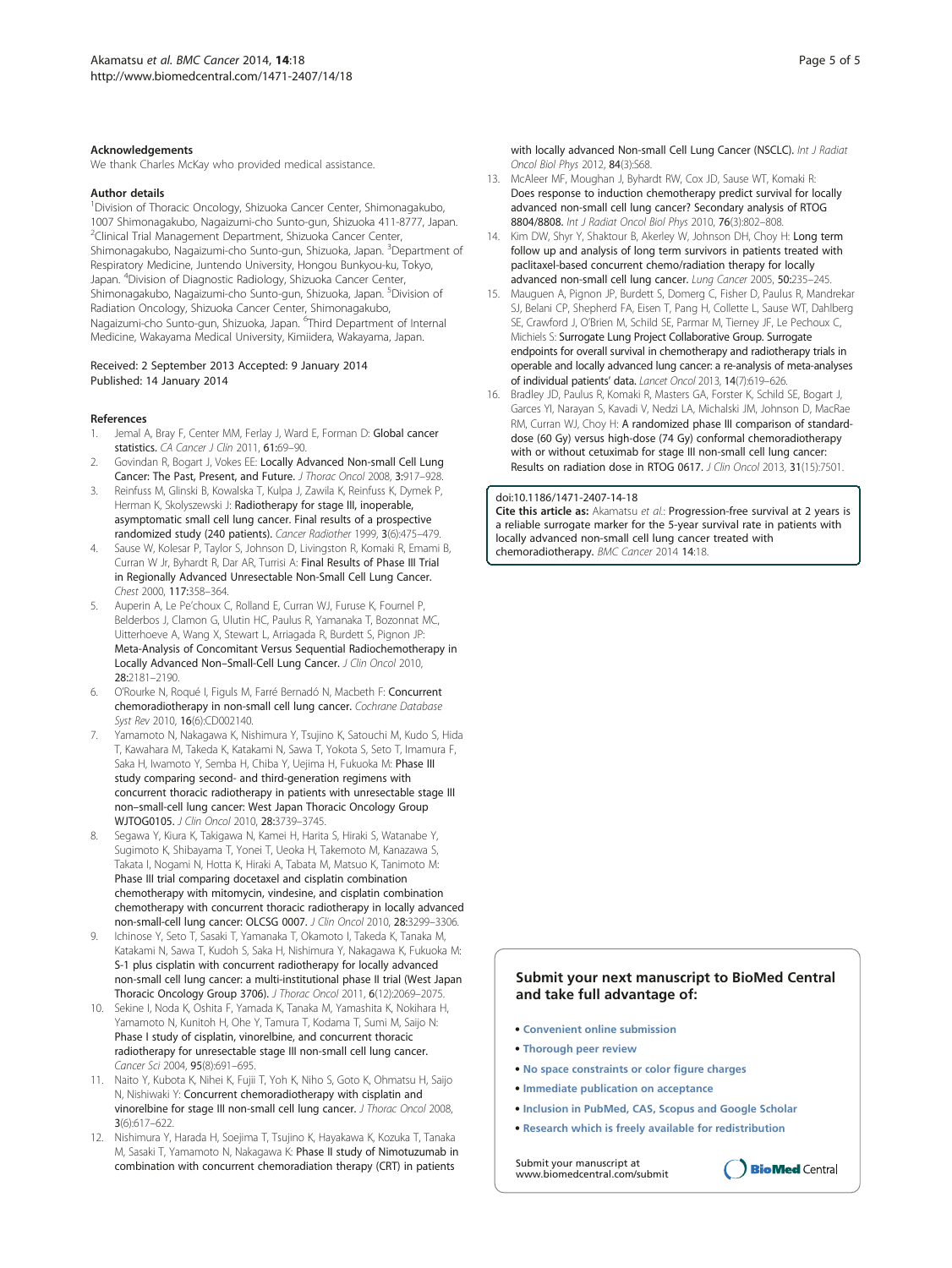### Acknowledgements

We thank Charles McKay who provided medical assistance.

### Author details

[1]Division of Thoracic Oncology, Shizuoka Cancer Center, Shimonagakubo, 1007 Shimonagakubo, Nagaizumi-cho Sunto-gun, Shizuoka 411-8777, Japan. [2]Clinical Trial Management Department, Shizuoka Cancer Center, Shimonagakubo, Nagaizumi-cho Sunto-gun, Shizuoka, Japan. [3]Department of Respiratory Medicine, Juntendo University, Hongou Bunkyou-ku, Tokyo, Japan. [4]Division of Diagnostic Radiology, Shizuoka Cancer Center, Shimonagakubo, Nagaizumi-cho Sunto-gun, Shizuoka, Japan. [5]Division of Radiation Oncology, Shizuoka Cancer Center, Shimonagakubo, Nagaizumi-cho Sunto-gun, Shizuoka, Japan. [6]Third Department of Internal Medicine, Wakayama Medical University, Kimiidera, Wakayama, Japan.

Received: 2 September 2013 Accepted: 9 January 2014
Published: 14 January 2014

### References

1. Jemal A, Bray F, Center MM, Ferlay J, Ward E, Forman D: **Global cancer statistics.** *CA Cancer J Clin* 2011, **61:**69–90.
2. Govindan R, Bogart J, Vokes EE: **Locally Advanced Non-small Cell Lung Cancer: The Past, Present, and Future.** *J Thorac Oncol* 2008, **3:**917–928.
3. Reinfuss M, Glinski B, Kowalska T, Kulpa J, Zawila K, Reinfuss K, Dymek P, Herman K, Skolyszewski J: **Radiotherapy for stage III, inoperable, asymptomatic small cell lung cancer. Final results of a prospective randomized study (240 patients).** *Cancer Radiother* 1999, **3**(6):475–479.
4. Sause W, Kolesar P, Taylor S, Johnson D, Livingston R, Komaki R, Emami B, Curran W Jr, Byhardt R, Dar AR, Turrisi A: **Final Results of Phase III Trial in Regionally Advanced Unresectable Non-Small Cell Lung Cancer.** *Chest* 2000, **117:**358–364.
5. Auperin A, Le Pe'choux C, Rolland E, Curran WJ, Furuse K, Fournel P, Belderbos J, Clamon G, Ulutin HC, Paulus R, Yamanaka T, Bozonnat MC, Uitterhoeve A, Wang X, Stewart L, Arriagada R, Burdett S, Pignon JP: **Meta-Analysis of Concomitant Versus Sequential Radiochemotherapy in Locally Advanced Non–Small-Cell Lung Cancer.** *J Clin Oncol* 2010, **28:**2181–2190.
6. O'Rourke N, Roqué I, Figuls M, Farré Bernadó N, Macbeth F: **Concurrent chemoradiotherapy in non-small cell lung cancer.** *Cochrane Database Syst Rev* 2010, **16**(6):CD002140.
7. Yamamoto N, Nakagawa K, Nishimura Y, Tsujino K, Satouchi M, Kudo S, Hida T, Kawahara M, Takeda K, Katakami N, Sawa T, Yokota S, Seto T, Imamura F, Saka H, Iwamoto Y, Semba H, Chiba Y, Uejima H, Fukuoka M: **Phase III study comparing second- and third-generation regimens with concurrent thoracic radiotherapy in patients with unresectable stage III non–small-cell lung cancer: West Japan Thoracic Oncology Group WJTOG0105.** *J Clin Oncol* 2010, **28:**3739–3745.
8. Segawa Y, Kiura K, Takigawa N, Kamei H, Harita S, Hiraki S, Watanabe Y, Sugimoto K, Shibayama T, Yonei T, Ueoka H, Takemoto M, Kanazawa S, Takata I, Nogami N, Hotta K, Hiraki A, Tabata M, Matsuo K, Tanimoto M: **Phase III trial comparing docetaxel and cisplatin combination chemotherapy with mitomycin, vindesine, and cisplatin combination chemotherapy with concurrent thoracic radiotherapy in locally advanced non-small-cell lung cancer: OLCSG 0007.** *J Clin Oncol* 2010, **28:**3299–3306.
9. Ichinose Y, Seto T, Sasaki T, Yamanaka T, Okamoto I, Takeda K, Tanaka M, Katakami N, Sawa T, Kudoh S, Saka H, Nishimura Y, Nakagawa K, Fukuoka M: **S-1 plus cisplatin with concurrent radiotherapy for locally advanced non-small cell lung cancer: a multi-institutional phase II trial (West Japan Thoracic Oncology Group 3706).** *J Thorac Oncol* 2011, **6**(12):2069–2075.
10. Sekine I, Noda K, Oshita F, Yamada K, Tanaka M, Yamashita K, Nokihara H, Yamamoto N, Kunitoh H, Ohe Y, Tamura T, Kodama T, Sumi M, Saijo N: **Phase I study of cisplatin, vinorelbine, and concurrent thoracic radiotherapy for unresectable stage III non-small cell lung cancer.** *Cancer Sci* 2004, **95**(8):691–695.
11. Naito Y, Kubota K, Nihei K, Fujii T, Yoh K, Niho S, Goto K, Ohmatsu H, Saijo N, Nishiwaki Y: **Concurrent chemoradiotherapy with cisplatin and vinorelbine for stage III non-small cell lung cancer.** *J Thorac Oncol* 2008, **3**(6):617–622.
12. Nishimura Y, Harada H, Soejima T, Tsujino K, Hayakawa K, Kozuka T, Tanaka M, Sasaki T, Yamamoto N, Nakagawa K: **Phase II study of Nimotuzumab in combination with concurrent chemoradiation therapy (CRT) in patients with locally advanced Non-small Cell Lung Cancer (NSCLC).** *Int J Radiat Oncol Biol Phys* 2012, **84**(3):S68.
13. McAleer MF, Moughan J, Byhardt RW, Cox JD, Sause WT, Komaki R: **Does response to induction chemotherapy predict survival for locally advanced non-small cell lung cancer? Secondary analysis of RTOG 8804/8808.** *Int J Radiat Oncol Biol Phys* 2010, **76**(3):802–808.
14. Kim DW, Shyr Y, Shaktour B, Akerley W, Johnson DH, Choy H: **Long term follow up and analysis of long term survivors in patients treated with paclitaxel-based concurrent chemo/radiation therapy for locally advanced non-small cell lung cancer.** *Lung Cancer* 2005, **50:**235–245.
15. Mauguen A, Pignon JP, Burdett S, Domerg C, Fisher D, Paulus R, Mandrekar SJ, Belani CP, Shepherd FA, Eisen T, Pang H, Collette L, Sause WT, Dahlberg SE, Crawford J, O'Brien M, Schild SE, Parmar M, Tierney JF, Le Pechoux C, Michiels S: **Surrogate Lung Project Collaborative Group. Surrogate endpoints for overall survival in chemotherapy and radiotherapy trials in operable and locally advanced lung cancer: a re-analysis of meta-analyses of individual patients' data.** *Lancet Oncol* 2013, **14**(7):619–626.
16. Bradley JD, Paulus R, Komaki R, Masters GA, Forster K, Schild SE, Bogart J, Garces YI, Narayan S, Kavadi V, Nedzi LA, Michalski JM, Johnson D, MacRae RM, Curran WJ, Choy H: **A randomized phase III comparison of standard-dose (60 Gy) versus high-dose (74 Gy) conformal chemoradiotherapy with or without cetuximab for stage III non-small cell lung cancer: Results on radiation dose in RTOG 0617.** *J Clin Oncol* 2013, **31**(15):7501.

doi:10.1186/1471-2407-14-18
**Cite this article as:** Akamatsu *et al.*: Progression-free survival at 2 years is a reliable surrogate marker for the 5-year survival rate in patients with locally advanced non-small cell lung cancer treated with chemoradiotherapy. *BMC Cancer* 2014 **14**:18.

**Submit your next manuscript to BioMed Central and take full advantage of:**

- Convenient online submission
- Thorough peer review
- No space constraints or color figure charges
- Immediate publication on acceptance
- Inclusion in PubMed, CAS, Scopus and Google Scholar
- Research which is freely available for redistribution

Submit your manuscript at
www.biomedcentral.com/submit

BioMed Central